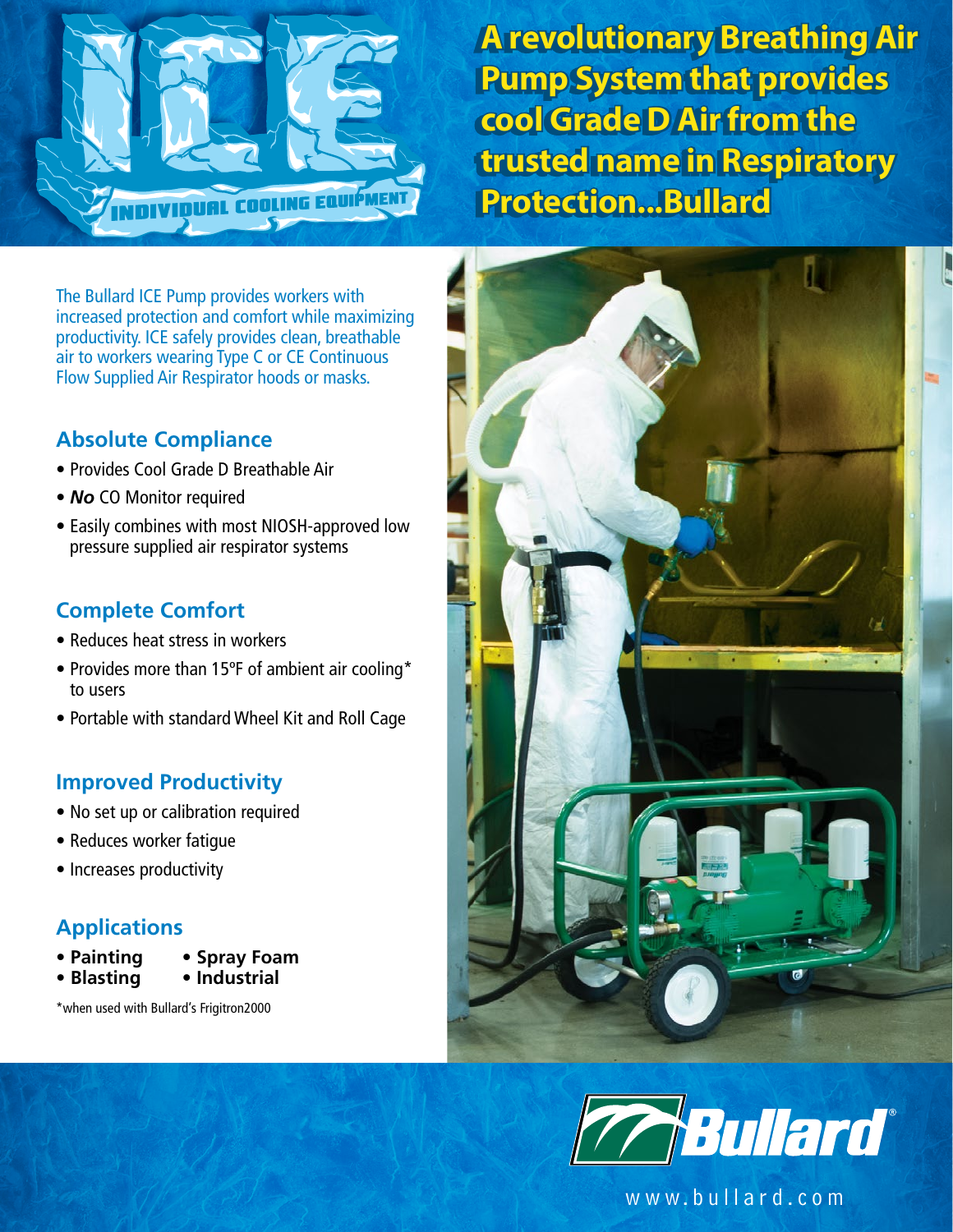# ICE

INDIVIDUAL COOLING EQUIPMENT

## A revolutionary Breathing Air Pump System that provides cool Grade D Air from the trusted name in Respiratory Protection...Bullard

The Bullard ICE Pump provides workers with increased protection and comfort while maximizing productivity. ICE safely provides clean, breathable air to workers wearing Type C or CE Continuous Flow Supplied Air Respirator hoods or masks.

### Absolute Compliance

- Provides Cool Grade D Breathable Air
- ***No*** CO Monitor required
- Easily combines with most NIOSH-approved low pressure supplied air respirator systems

### Complete Comfort

- Reduces heat stress in workers
- Provides more than 15ºF of ambient air cooling* to users
- Portable with standard Wheel Kit and Roll Cage

### Improved Productivity

- No set up or calibration required
- Reduces worker fatigue
- Increases productivity

### Applications

- **Painting**
- **Blasting**
- **Spray Foam**
- **Industrial**

*when used with Bullard's Frigitron2000

Bullard®

www.bullard.com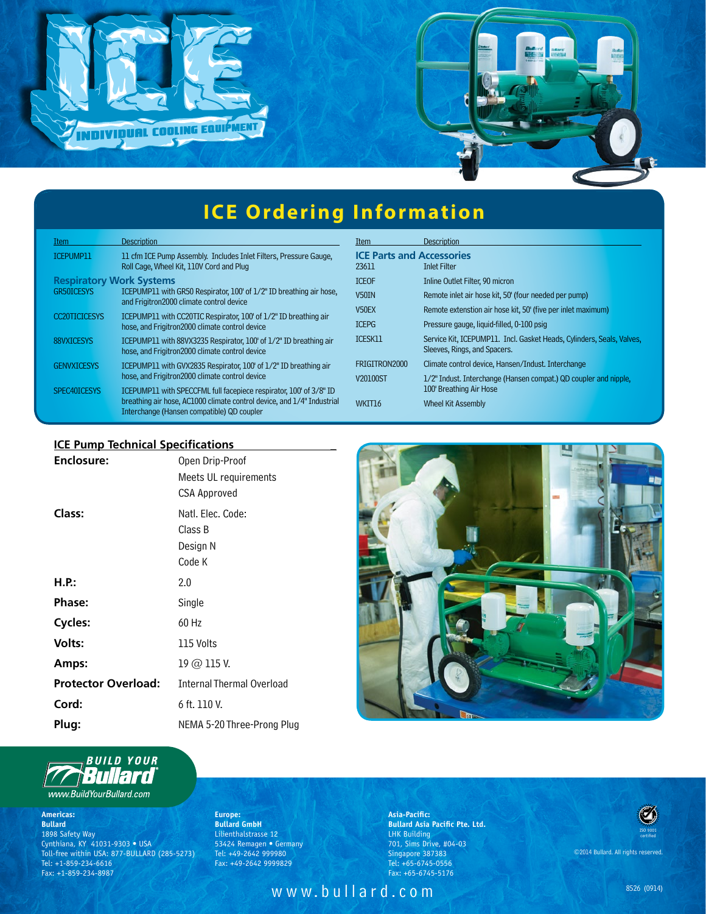ICE

INDIVIDUAL COOLING EQUIPMENT

# ICE Ordering Information

| Item | Description |
|---|---|
| ICEPUMP11 | 11 cfm ICE Pump Assembly. Includes Inlet Filters, Pressure Gauge, Roll Cage, Wheel Kit, 110V Cord and Plug |
| **Respiratory Work Systems** | |
| GR50ICESYS | ICEPUMP11 with GR50 Respirator, 100' of 1/2" ID breathing air hose, and Frigitron2000 climate control device |
| CC20TICICESYS | ICEPUMP11 with CC20TIC Respirator, 100' of 1/2" ID breathing air hose, and Frigitron2000 climate control device |
| 88VXICESYS | ICEPUMP11 with 88VX3235 Respirator, 100' of 1/2" ID breathing air hose, and Frigitron2000 climate control device |
| GENVXICESYS | ICEPUMP11 with GVX2835 Respirator, 100' of 1/2" ID breathing air hose, and Frigitron2000 climate control device |
| SPEC40ICESYS | ICEPUMP11 with SPECCFML full facepiece respirator, 100' of 3/8" ID breathing air hose, AC1000 climate control device, and 1/4" Industrial Interchange (Hansen compatible) QD coupler |

| Item | Description |
|---|---|
| **ICE Parts and Accessories** | |
| 23611 | Inlet Filter |
| ICEOF | Inline Outlet Filter, 90 micron |
| V50IN | Remote inlet air hose kit, 50' (four needed per pump) |
| V50EX | Remote extenstion air hose kit, 50' (five per inlet maximum) |
| ICEPG | Pressure gauge, liquid-filled, 0-100 psig |
| ICESK11 | Service Kit, ICEPUMP11. Incl. Gasket Heads, Cylinders, Seals, Valves, Sleeves, Rings, and Spacers. |
| FRIGITRON2000 | Climate control device, Hansen/Indust. Interchange |
| V20100ST | 1/2" Indust. Interchange (Hansen compat.) QD coupler and nipple, 100' Breathing Air Hose |
| WKIT16 | Wheel Kit Assembly |

## ICE Pump Technical Specifications

| | |
|---|---|
| **Enclosure:** | Open Drip-Proof<br>Meets UL requirements<br>CSA Approved |
| **Class:** | Natl. Elec. Code:<br>Class B<br>Design N<br>Code K |
| **H.P.:** | 2.0 |
| **Phase:** | Single |
| **Cycles:** | 60 Hz |
| **Volts:** | 115 Volts |
| **Amps:** | 19 @ 115 V. |
| **Protector Overload:** | Internal Thermal Overload |
| **Cord:** | 6 ft. 110 V. |
| **Plug:** | NEMA 5-20 Three-Prong Plug |

BUILD YOUR Bullard®
www.BuildYourBullard.com

**Americas:**
**Bullard**
1898 Safety Way
Cynthiana, KY 41031-9303 • USA
Toll-free within USA: 877-BULLARD (285-5273)
Tel: +1-859-234-6616
Fax: +1-859-234-8987

**Europe:**
**Bullard GmbH**
Lilienthalstrasse 12
53424 Remagen • Germany
Tel: +49-2642 999980
Fax: +49-2642 9999829

**Asia-Pacific:**
**Bullard Asia Pacific Pte. Ltd.**
LHK Building
701, Sims Drive, #04-03
Singapore 387383
Tel: +65-6745-0556
Fax: +65-6745-5176

ISO 9001 certified

©2014 Bullard. All rights reserved.

www.bullard.com

8526 (0914)